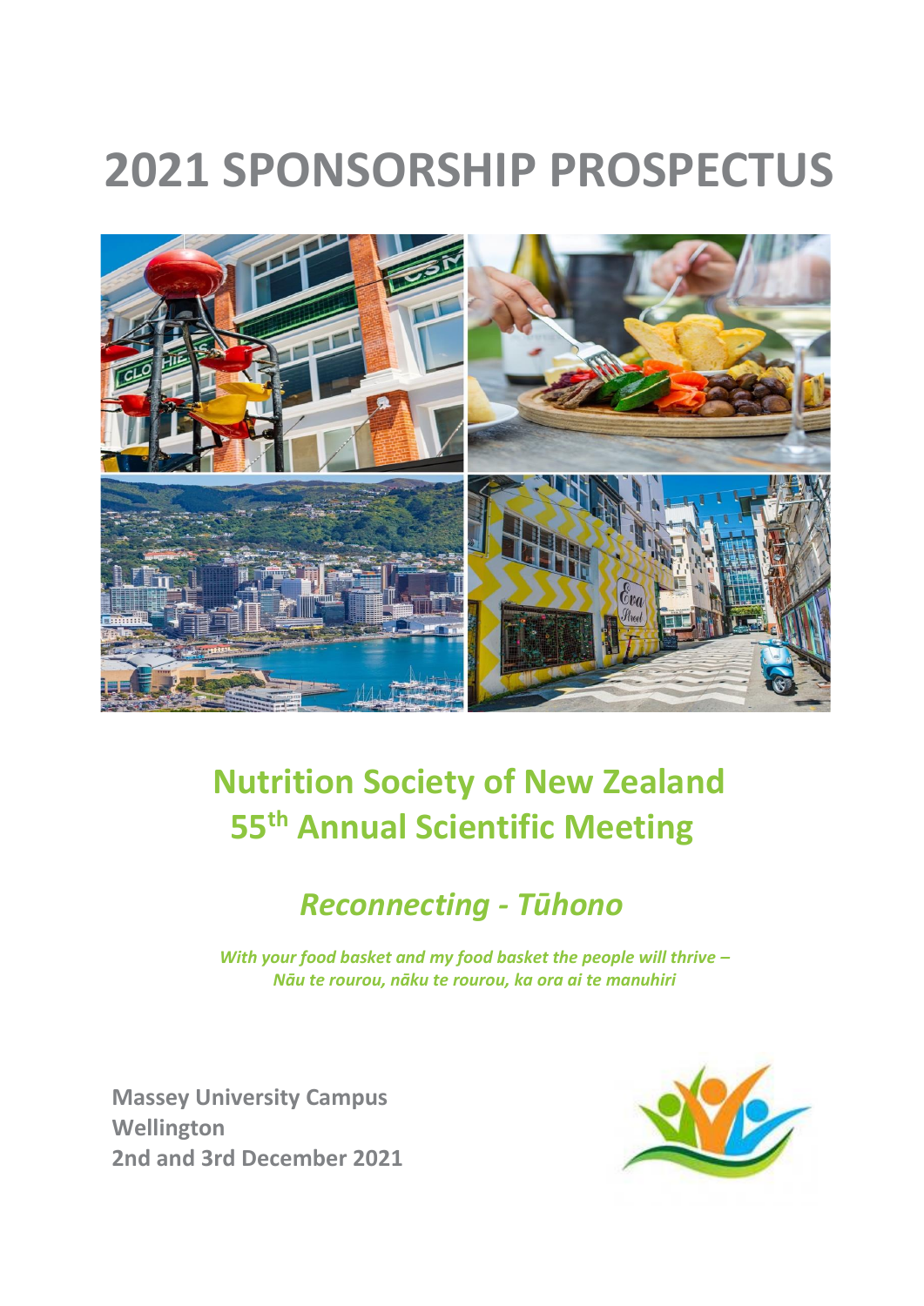# 2021 SPONSORSHIP PROSPECTUS

## Nutrition Society of New Zealand
## 55th Annual Scientific Meeting

### *Reconnecting - Tūhono*

*With your food basket and my food basket the people will thrive –*
*Nāu te rourou, nāku te rourou, ka ora ai te manuhiri*

**Massey University Campus**
**Wellington**
**2nd and 3rd December 2021**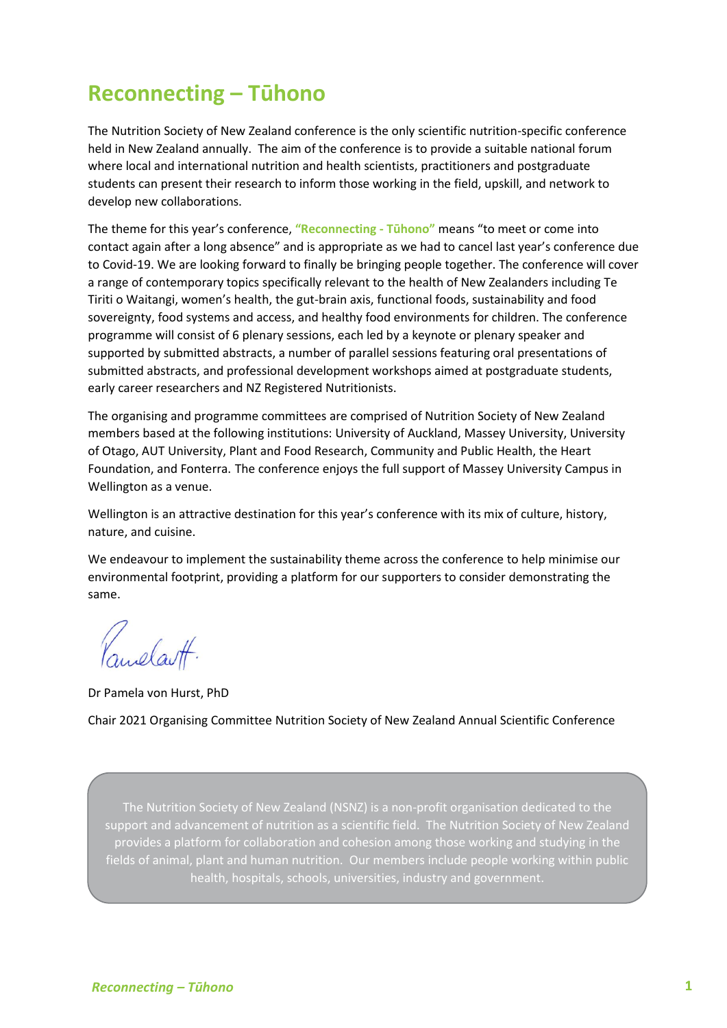# Reconnecting – Tūhono

The Nutrition Society of New Zealand conference is the only scientific nutrition-specific conference held in New Zealand annually. The aim of the conference is to provide a suitable national forum where local and international nutrition and health scientists, practitioners and postgraduate students can present their research to inform those working in the field, upskill, and network to develop new collaborations.

The theme for this year's conference, **"Reconnecting - Tūhono"** means "to meet or come into contact again after a long absence" and is appropriate as we had to cancel last year's conference due to Covid-19. We are looking forward to finally be bringing people together. The conference will cover a range of contemporary topics specifically relevant to the health of New Zealanders including Te Tiriti o Waitangi, women's health, the gut-brain axis, functional foods, sustainability and food sovereignty, food systems and access, and healthy food environments for children. The conference programme will consist of 6 plenary sessions, each led by a keynote or plenary speaker and supported by submitted abstracts, a number of parallel sessions featuring oral presentations of submitted abstracts, and professional development workshops aimed at postgraduate students, early career researchers and NZ Registered Nutritionists.

The organising and programme committees are comprised of Nutrition Society of New Zealand members based at the following institutions: University of Auckland, Massey University, University of Otago, AUT University, Plant and Food Research, Community and Public Health, the Heart Foundation, and Fonterra. The conference enjoys the full support of Massey University Campus in Wellington as a venue.

Wellington is an attractive destination for this year's conference with its mix of culture, history, nature, and cuisine.

We endeavour to implement the sustainability theme across the conference to help minimise our environmental footprint, providing a platform for our supporters to consider demonstrating the same.

Dr Pamela von Hurst, PhD

Chair 2021 Organising Committee Nutrition Society of New Zealand Annual Scientific Conference

The Nutrition Society of New Zealand (NSNZ) is a non-profit organisation dedicated to the support and advancement of nutrition as a scientific field. The Nutrition Society of New Zealand provides a platform for collaboration and cohesion among those working and studying in the fields of animal, plant and human nutrition. Our members include people working within public health, hospitals, schools, universities, industry and government.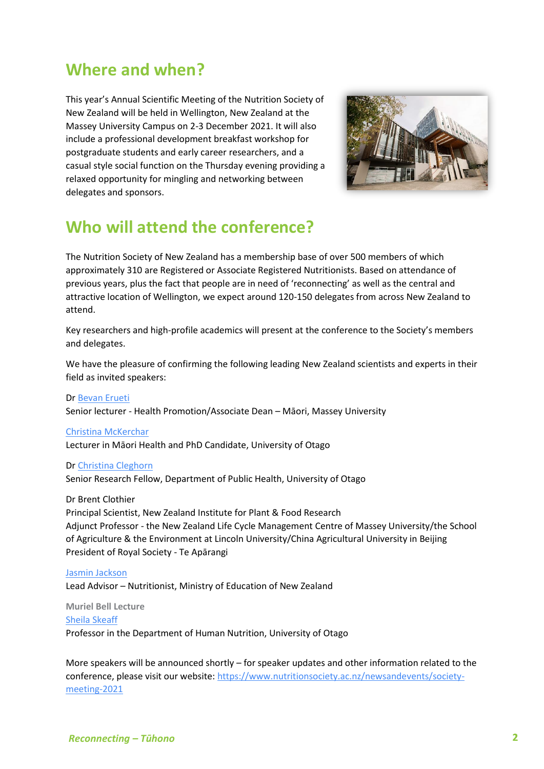## Where and when?

This year's Annual Scientific Meeting of the Nutrition Society of New Zealand will be held in Wellington, New Zealand at the Massey University Campus on 2-3 December 2021. It will also include a professional development breakfast workshop for postgraduate students and early career researchers, and a casual style social function on the Thursday evening providing a relaxed opportunity for mingling and networking between delegates and sponsors.

## Who will attend the conference?

The Nutrition Society of New Zealand has a membership base of over 500 members of which approximately 310 are Registered or Associate Registered Nutritionists. Based on attendance of previous years, plus the fact that people are in need of 'reconnecting' as well as the central and attractive location of Wellington, we expect around 120-150 delegates from across New Zealand to attend.

Key researchers and high-profile academics will present at the conference to the Society's members and delegates.

We have the pleasure of confirming the following leading New Zealand scientists and experts in their field as invited speakers:

Dr Bevan Erueti
Senior lecturer - Health Promotion/Associate Dean – Māori, Massey University

Christina McKerchar
Lecturer in Māori Health and PhD Candidate, University of Otago

Dr Christina Cleghorn
Senior Research Fellow, Department of Public Health, University of Otago

Dr Brent Clothier
Principal Scientist, New Zealand Institute for Plant & Food Research
Adjunct Professor - the New Zealand Life Cycle Management Centre of Massey University/the School of Agriculture & the Environment at Lincoln University/China Agricultural University in Beijing
President of Royal Society - Te Apārangi

Jasmin Jackson
Lead Advisor – Nutritionist, Ministry of Education of New Zealand

**Muriel Bell Lecture**
Sheila Skeaff
Professor in the Department of Human Nutrition, University of Otago

More speakers will be announced shortly – for speaker updates and other information related to the conference, please visit our website: https://www.nutritionsociety.ac.nz/newsandevents/society-meeting-2021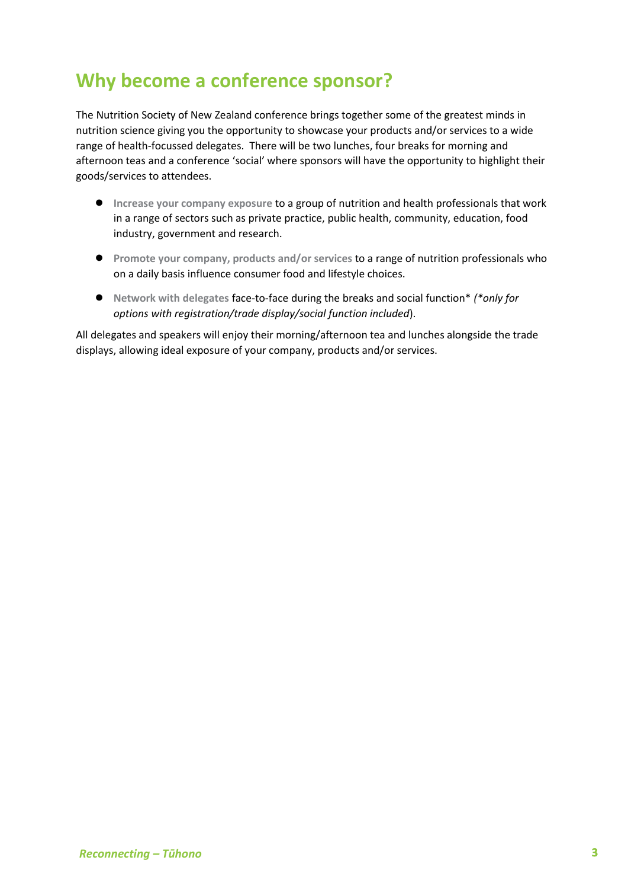# Why become a conference sponsor?

The Nutrition Society of New Zealand conference brings together some of the greatest minds in nutrition science giving you the opportunity to showcase your products and/or services to a wide range of health-focussed delegates. There will be two lunches, four breaks for morning and afternoon teas and a conference 'social' where sponsors will have the opportunity to highlight their goods/services to attendees.

- **Increase your company exposure** to a group of nutrition and health professionals that work in a range of sectors such as private practice, public health, community, education, food industry, government and research.
- **Promote your company, products and/or services** to a range of nutrition professionals who on a daily basis influence consumer food and lifestyle choices.
- **Network with delegates** face-to-face during the breaks and social function* *(*only for options with registration/trade display/social function included*).

All delegates and speakers will enjoy their morning/afternoon tea and lunches alongside the trade displays, allowing ideal exposure of your company, products and/or services.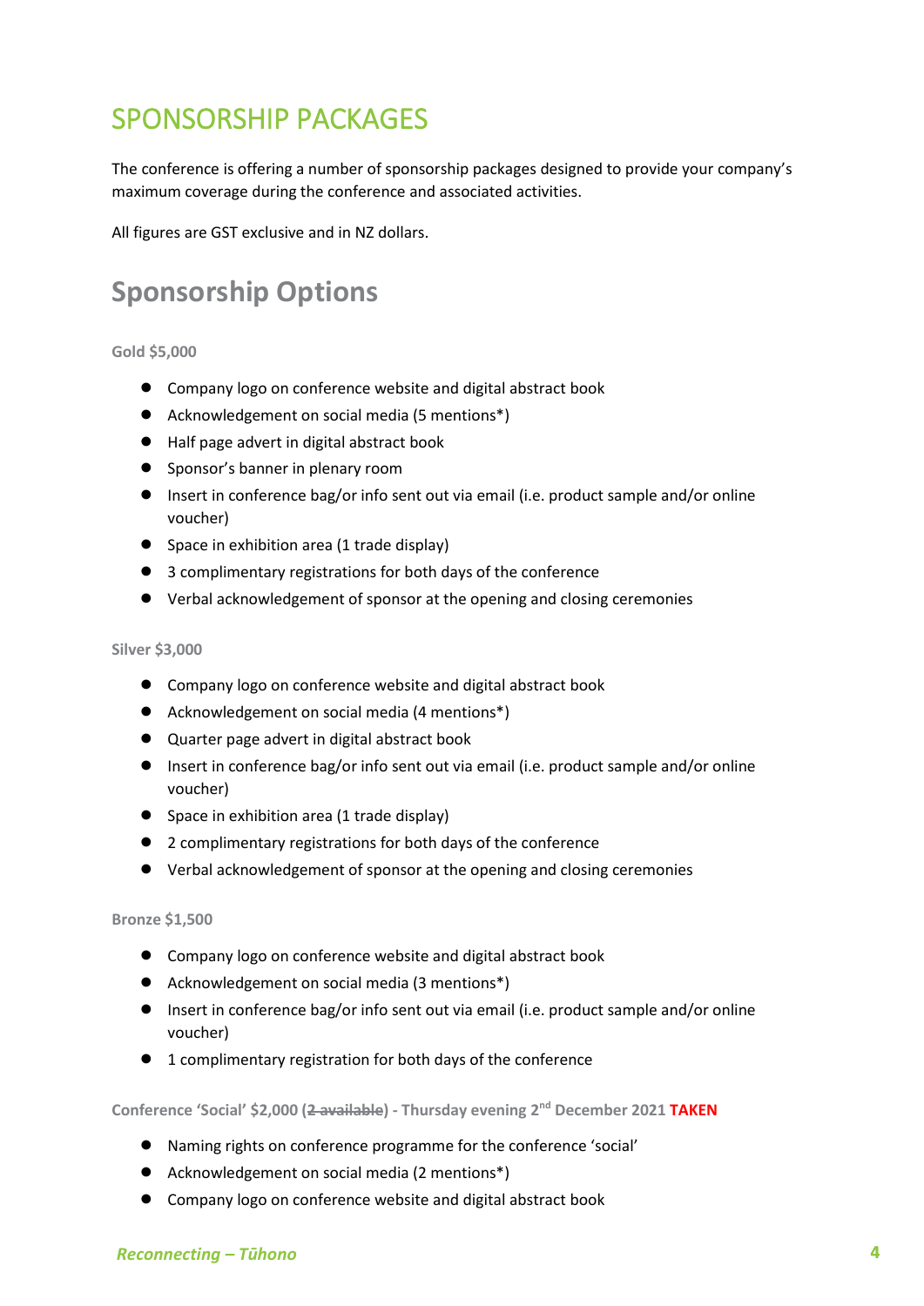# SPONSORSHIP PACKAGES

The conference is offering a number of sponsorship packages designed to provide your company's maximum coverage during the conference and associated activities.

All figures are GST exclusive and in NZ dollars.

## Sponsorship Options

#### Gold $5,000

- Company logo on conference website and digital abstract book
- Acknowledgement on social media (5 mentions*)
- Half page advert in digital abstract book
- Sponsor's banner in plenary room
- Insert in conference bag/or info sent out via email (i.e. product sample and/or online voucher)
- Space in exhibition area (1 trade display)
- 3 complimentary registrations for both days of the conference
- Verbal acknowledgement of sponsor at the opening and closing ceremonies

#### Silver $3,000

- Company logo on conference website and digital abstract book
- Acknowledgement on social media (4 mentions*)
- Quarter page advert in digital abstract book
- Insert in conference bag/or info sent out via email (i.e. product sample and/or online voucher)
- Space in exhibition area (1 trade display)
- 2 complimentary registrations for both days of the conference
- Verbal acknowledgement of sponsor at the opening and closing ceremonies

#### Bronze $1,500

- Company logo on conference website and digital abstract book
- Acknowledgement on social media (3 mentions*)
- Insert in conference bag/or info sent out via email (i.e. product sample and/or online voucher)
- 1 complimentary registration for both days of the conference

#### Conference 'Social' $2,000 (~~2 available~~) - Thursday evening 2nd December 2021 **TAKEN**

- Naming rights on conference programme for the conference 'social'
- Acknowledgement on social media (2 mentions*)
- Company logo on conference website and digital abstract book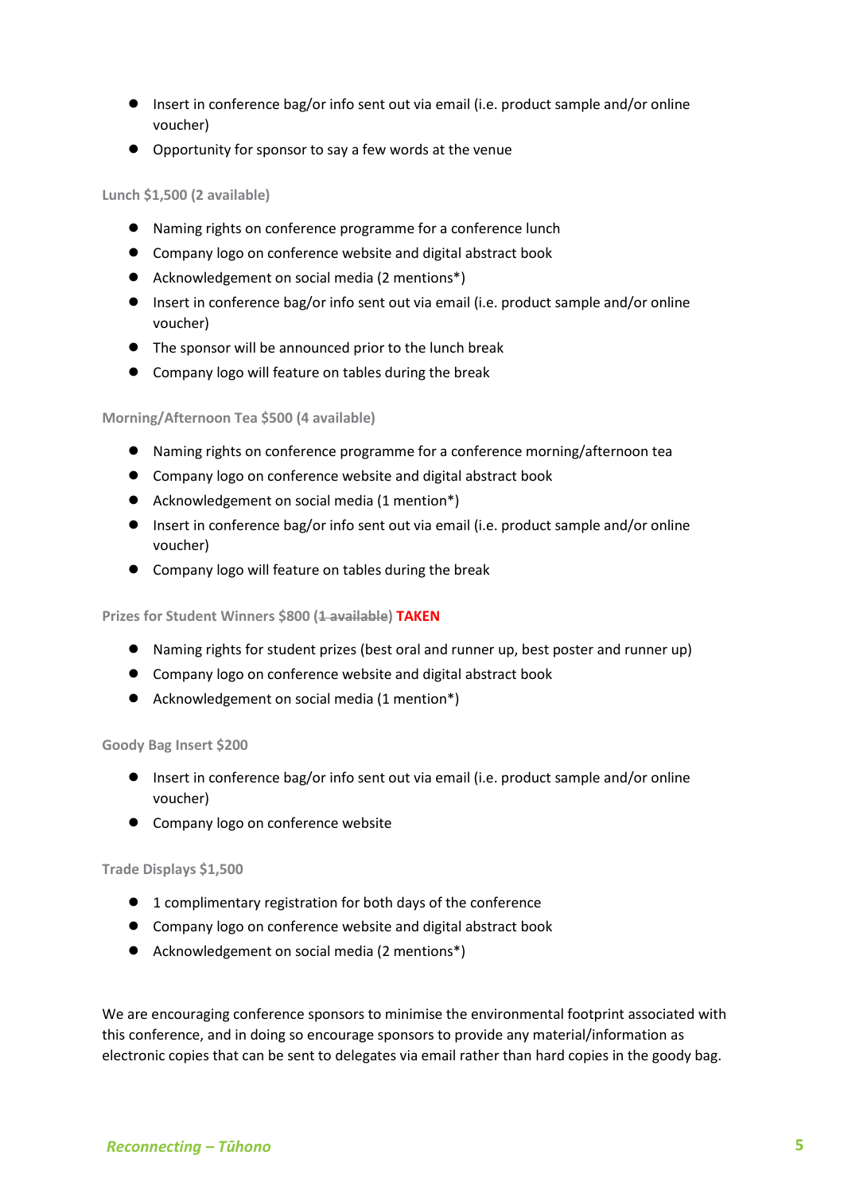- Insert in conference bag/or info sent out via email (i.e. product sample and/or online voucher)
- Opportunity for sponsor to say a few words at the venue

### Lunch $1,500 (2 available)

- Naming rights on conference programme for a conference lunch
- Company logo on conference website and digital abstract book
- Acknowledgement on social media (2 mentions*)
- Insert in conference bag/or info sent out via email (i.e. product sample and/or online voucher)
- The sponsor will be announced prior to the lunch break
- Company logo will feature on tables during the break

### Morning/Afternoon Tea $500 (4 available)

- Naming rights on conference programme for a conference morning/afternoon tea
- Company logo on conference website and digital abstract book
- Acknowledgement on social media (1 mention*)
- Insert in conference bag/or info sent out via email (i.e. product sample and/or online voucher)
- Company logo will feature on tables during the break

### Prizes for Student Winners $800 (~~1 available~~) **TAKEN**

- Naming rights for student prizes (best oral and runner up, best poster and runner up)
- Company logo on conference website and digital abstract book
- Acknowledgement on social media (1 mention*)

### Goody Bag Insert $200

- Insert in conference bag/or info sent out via email (i.e. product sample and/or online voucher)
- Company logo on conference website

### Trade Displays $1,500

- 1 complimentary registration for both days of the conference
- Company logo on conference website and digital abstract book
- Acknowledgement on social media (2 mentions*)

We are encouraging conference sponsors to minimise the environmental footprint associated with this conference, and in doing so encourage sponsors to provide any material/information as electronic copies that can be sent to delegates via email rather than hard copies in the goody bag.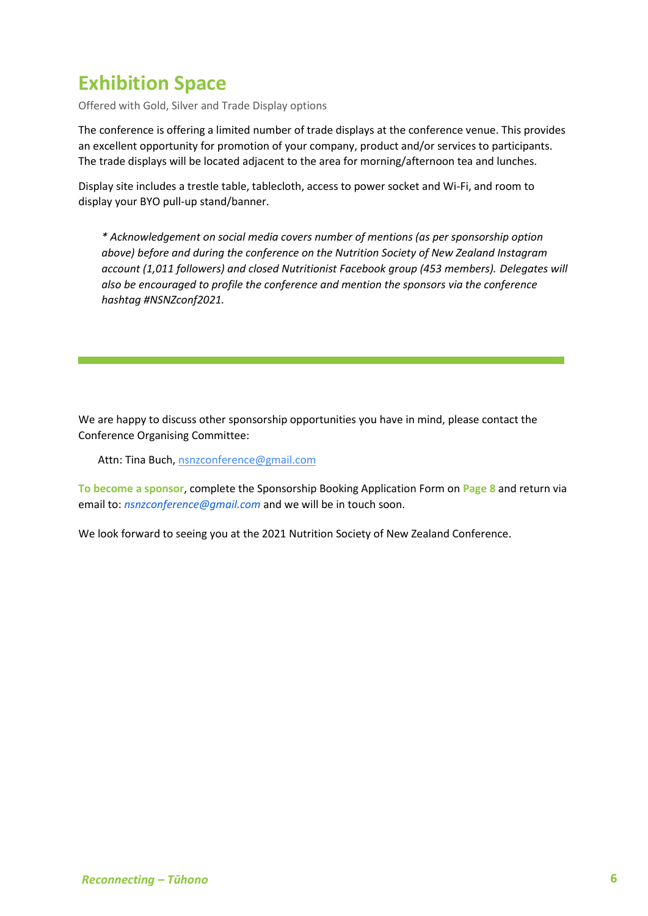# Exhibition Space

Offered with Gold, Silver and Trade Display options

The conference is offering a limited number of trade displays at the conference venue. This provides an excellent opportunity for promotion of your company, product and/or services to participants. The trade displays will be located adjacent to the area for morning/afternoon tea and lunches.

Display site includes a trestle table, tablecloth, access to power socket and Wi-Fi, and room to display your BYO pull-up stand/banner.

> *\* Acknowledgement on social media covers number of mentions (as per sponsorship option above) before and during the conference on the Nutrition Society of New Zealand Instagram account (1,011 followers) and closed Nutritionist Facebook group (453 members). Delegates will also be encouraged to profile the conference and mention the sponsors via the conference hashtag #NSNZconf2021.*

---

We are happy to discuss other sponsorship opportunities you have in mind, please contact the Conference Organising Committee:

Attn: Tina Buch, nsnzconference@gmail.com

**To become a sponsor**, complete the Sponsorship Booking Application Form on **Page 8** and return via email to: *nsnzconference@gmail.com* and we will be in touch soon.

We look forward to seeing you at the 2021 Nutrition Society of New Zealand Conference.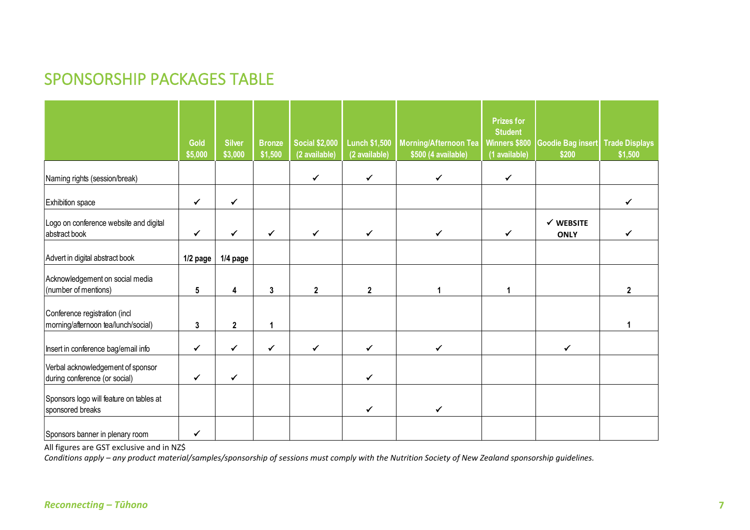## SPONSORSHIP PACKAGES TABLE

| | Gold $5,000 | Silver $3,000 | Bronze $1,500 | Social $2,000 (2 available) | Lunch $1,500 (2 available) | Morning/Afternoon Tea $500 (4 available) | Prizes for Student Winners $800 (1 available) | Goodie Bag insert $200 | Trade Displays $1,500 |
|---|---|---|---|---|---|---|---|---|---|
| Naming rights (session/break) | | | | ✓ | ✓ | ✓ | ✓ | | |
| Exhibition space | ✓ | ✓ | | | | | | | ✓ |
| Logo on conference website and digital abstract book | ✓ | ✓ | ✓ | ✓ | ✓ | ✓ | ✓ | ✓ **WEBSITE ONLY** | ✓ |
| Advert in digital abstract book | 1/2 page | 1/4 page | | | | | | | |
| Acknowledgement on social media (number of mentions) | 5 | 4 | 3 | 2 | 2 | 1 | 1 | | 2 |
| Conference registration (incl morning/afternoon tea/lunch/social) | 3 | 2 | 1 | | | | | | 1 |
| Insert in conference bag/email info | ✓ | ✓ | ✓ | ✓ | ✓ | ✓ | | ✓ | |
| Verbal acknowledgement of sponsor during conference (or social) | ✓ | ✓ | | | ✓ | | | | |
| Sponsors logo will feature on tables at sponsored breaks | | | | | ✓ | ✓ | | | |
| Sponsors banner in plenary room | ✓ | | | | | | | | |

All figures are GST exclusive and in NZ$

*Conditions apply – any product material/samples/sponsorship of sessions must comply with the Nutrition Society of New Zealand sponsorship guidelines.*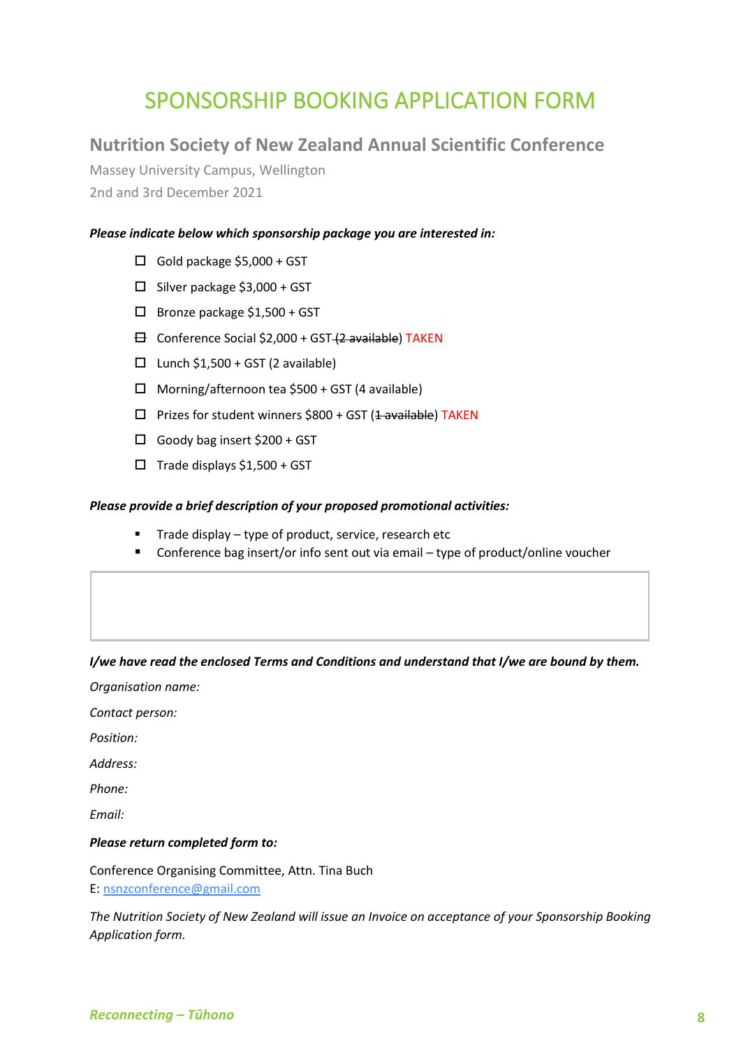# SPONSORSHIP BOOKING APPLICATION FORM

## Nutrition Society of New Zealand Annual Scientific Conference

Massey University Campus, Wellington

2nd and 3rd December 2021

***Please indicate below which sponsorship package you are interested in:***

- ☐ Gold package $5,000 + GST
- ☐ Silver package $3,000 + GST
- ☐ Bronze package $1,500 + GST
- ☐ Conference Social $2,000 + GST ~~(2 available)~~ TAKEN
- ☐ Lunch $1,500 + GST (2 available)
- ☐ Morning/afternoon tea $500 + GST (4 available)
- ☐ Prizes for student winners $800 + GST (~~1 available~~) TAKEN
- ☐ Goody bag insert $200 + GST
- ☐ Trade displays $1,500 + GST

***Please provide a brief description of your proposed promotional activities:***

- Trade display – type of product, service, research etc
- Conference bag insert/or info sent out via email – type of product/online voucher

***I/we have read the enclosed Terms and Conditions and understand that I/we are bound by them.***

*Organisation name:*

*Contact person:*

*Position:*

*Address:*

*Phone:*

*Email:*

***Please return completed form to:***

Conference Organising Committee, Attn. Tina Buch
E: nsnzconference@gmail.com

*The Nutrition Society of New Zealand will issue an Invoice on acceptance of your Sponsorship Booking Application form.*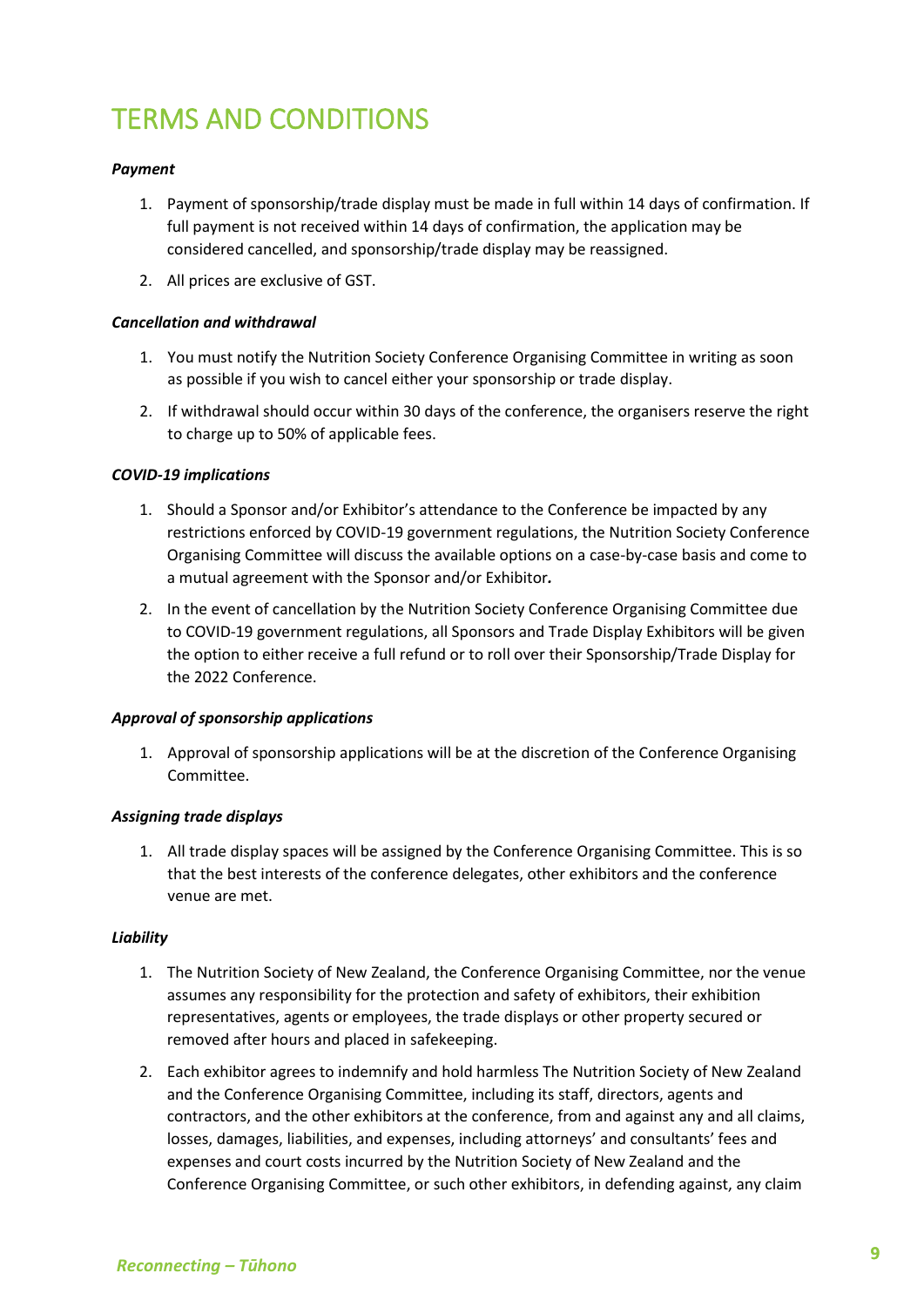# TERMS AND CONDITIONS

***Payment***

1. Payment of sponsorship/trade display must be made in full within 14 days of confirmation. If full payment is not received within 14 days of confirmation, the application may be considered cancelled, and sponsorship/trade display may be reassigned.
2. All prices are exclusive of GST.

***Cancellation and withdrawal***

1. You must notify the Nutrition Society Conference Organising Committee in writing as soon as possible if you wish to cancel either your sponsorship or trade display.
2. If withdrawal should occur within 30 days of the conference, the organisers reserve the right to charge up to 50% of applicable fees.

***COVID-19 implications***

1. Should a Sponsor and/or Exhibitor's attendance to the Conference be impacted by any restrictions enforced by COVID-19 government regulations, the Nutrition Society Conference Organising Committee will discuss the available options on a case-by-case basis and come to a mutual agreement with the Sponsor and/or Exhibitor***.***
2. In the event of cancellation by the Nutrition Society Conference Organising Committee due to COVID-19 government regulations, all Sponsors and Trade Display Exhibitors will be given the option to either receive a full refund or to roll over their Sponsorship/Trade Display for the 2022 Conference.

***Approval of sponsorship applications***

1. Approval of sponsorship applications will be at the discretion of the Conference Organising Committee.

***Assigning trade displays***

1. All trade display spaces will be assigned by the Conference Organising Committee. This is so that the best interests of the conference delegates, other exhibitors and the conference venue are met.

***Liability***

1. The Nutrition Society of New Zealand, the Conference Organising Committee, nor the venue assumes any responsibility for the protection and safety of exhibitors, their exhibition representatives, agents or employees, the trade displays or other property secured or removed after hours and placed in safekeeping.
2. Each exhibitor agrees to indemnify and hold harmless The Nutrition Society of New Zealand and the Conference Organising Committee, including its staff, directors, agents and contractors, and the other exhibitors at the conference, from and against any and all claims, losses, damages, liabilities, and expenses, including attorneys' and consultants' fees and expenses and court costs incurred by the Nutrition Society of New Zealand and the Conference Organising Committee, or such other exhibitors, in defending against, any claim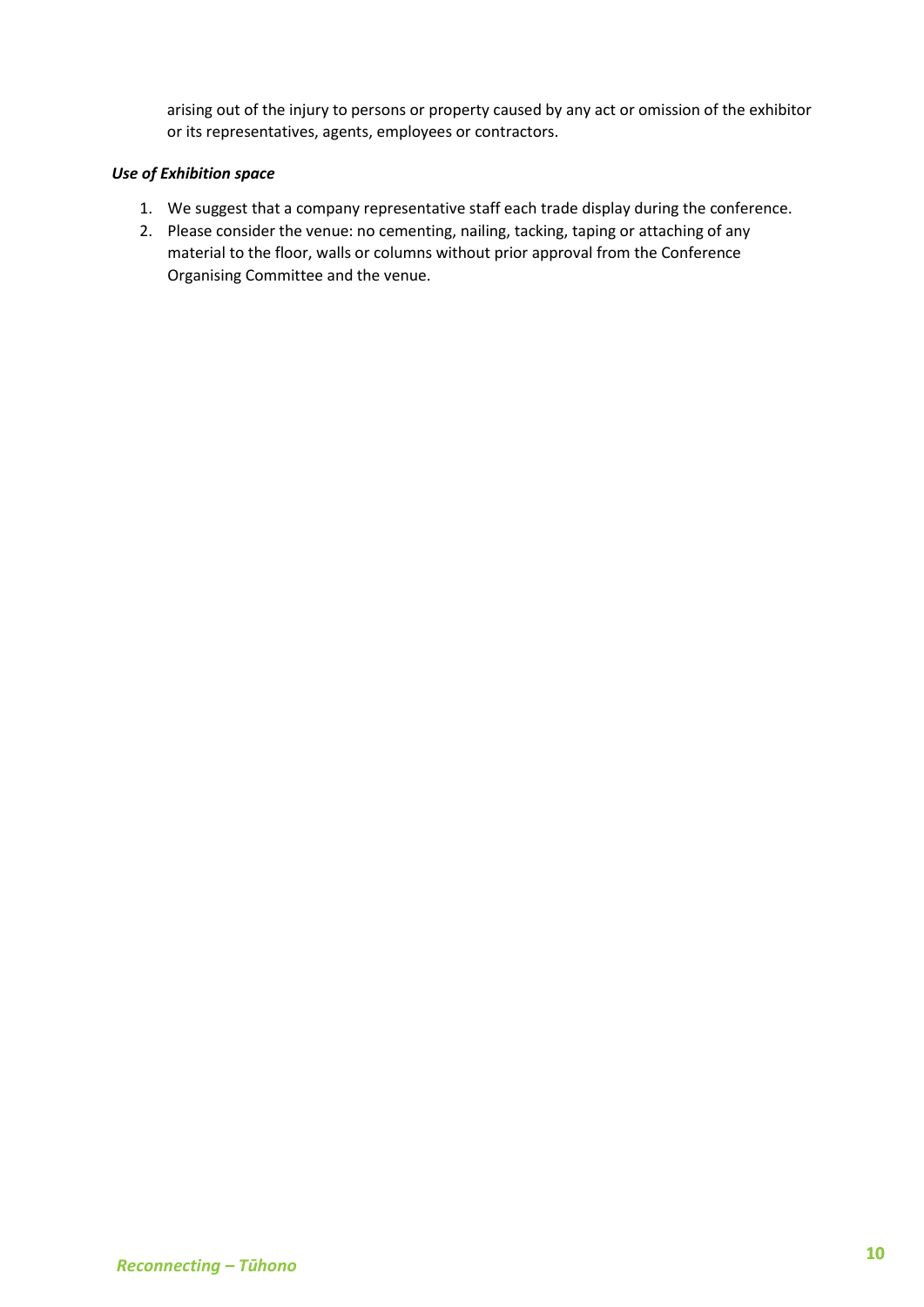arising out of the injury to persons or property caused by any act or omission of the exhibitor or its representatives, agents, employees or contractors.

***Use of Exhibition space***

1. We suggest that a company representative staff each trade display during the conference.
2. Please consider the venue: no cementing, nailing, tacking, taping or attaching of any material to the floor, walls or columns without prior approval from the Conference Organising Committee and the venue.